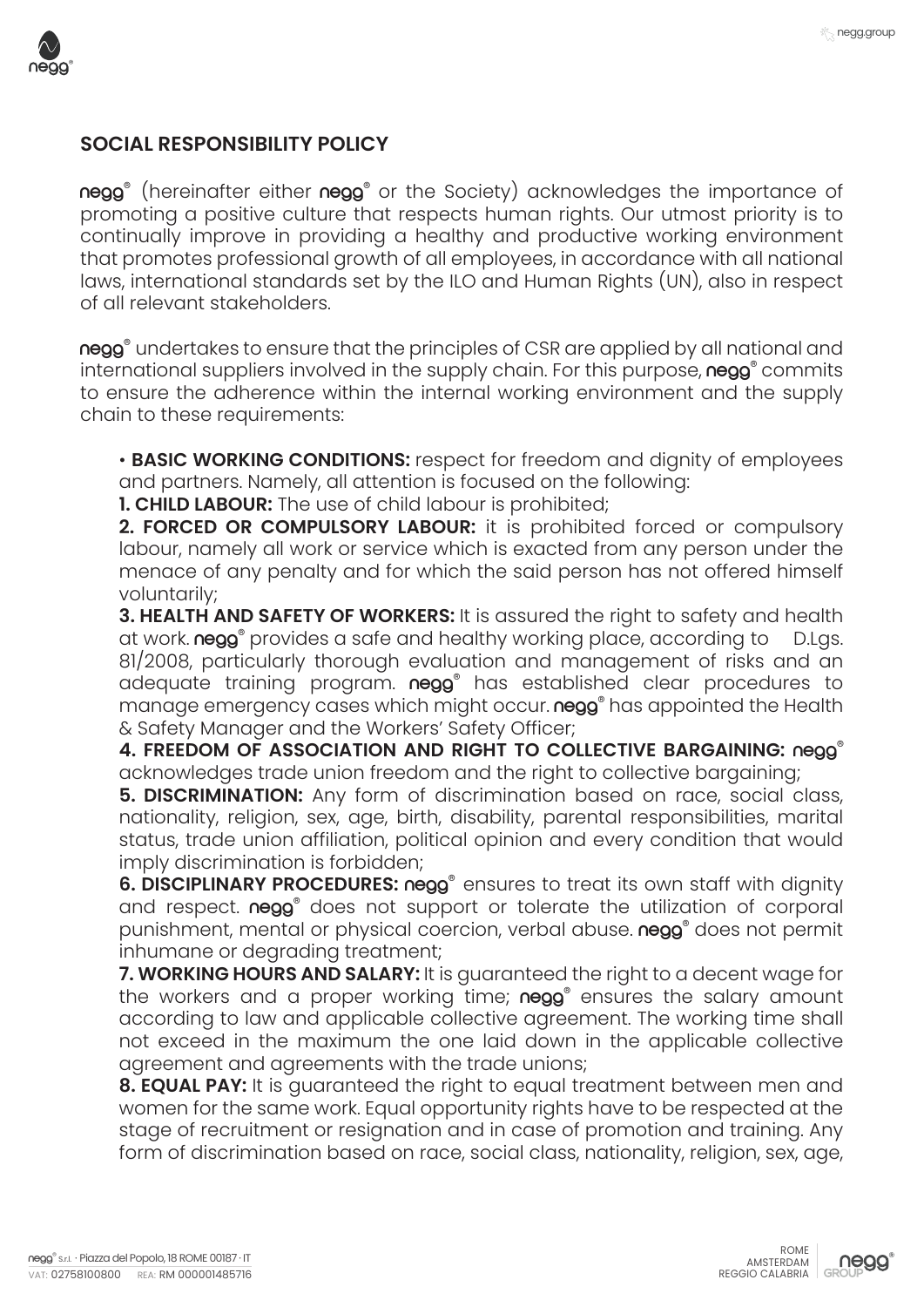## SOCIAL RESPONSIBILITY POLICY

negg® (hereinafter either negg® or the Society) acknowledges the importance of promoting a positive culture that respects human rights. Our utmost priority is to continually improve in providing a healthy and productive working environment that promotes professional growth of all employees, in accordance with all national laws, international standards set by the ILO and Human Rights (UN), also in respect of all relevant stakeholders.

negg® undertakes to ensure that the principles of CSR are applied by all national and international suppliers involved in the supply chain. For this purpose, negg® commits to ensure the adherence within the internal working environment and the supply chain to these requirements:

- **BASIC WORKING CONDITIONS:** respect for freedom and dignity of employees and partners. Namely, all attention is focused on the following:

**1. CHILD LABOUR:** The use of child labour is prohibited;

**2. FORCED OR COMPULSORY LABOUR:** it is prohibited forced or compulsory labour, namely all work or service which is exacted from any person under the menace of any penalty and for which the said person has not offered himself voluntarily;

**3. HEALTH AND SAFETY OF WORKERS:** It is assured the right to safety and health at work. negg® provides a safe and healthy working place, according to D.Lgs. 81/2008, particularly thorough evaluation and management of risks and an adequate training program. negg® has established clear procedures to manage emergency cases which might occur. negg® has appointed the Health & Safety Manager and the Workers' Safety Officer;

**4. FREEDOM OF ASSOCIATION AND RIGHT TO COLLECTIVE BARGAINING:** negg® acknowledges trade union freedom and the right to collective bargaining;

**5. DISCRIMINATION:** Any form of discrimination based on race, social class, nationality, religion, sex, age, birth, disability, parental responsibilities, marital status, trade union affiliation, political opinion and every condition that would imply discrimination is forbidden;

**6. DISCIPLINARY PROCEDURES:** negg® ensures to treat its own staff with dignity and respect. negg® does not support or tolerate the utilization of corporal punishment, mental or physical coercion, verbal abuse. negg® does not permit inhumane or degrading treatment;

**7. WORKING HOURS AND SALARY:** It is guaranteed the right to a decent wage for the workers and a proper working time; negg® ensures the salary amount according to law and applicable collective agreement. The working time shall not exceed in the maximum the one laid down in the applicable collective agreement and agreements with the trade unions;

**8. EQUAL PAY:** It is guaranteed the right to equal treatment between men and women for the same work. Equal opportunity rights have to be respected at the stage of recruitment or resignation and in case of promotion and training. Any form of discrimination based on race, social class, nationality, religion, sex, age,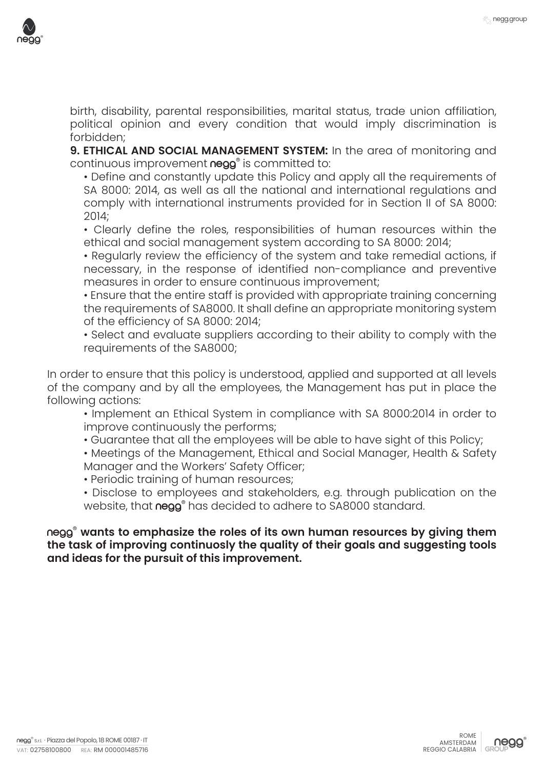birth, disability, parental responsibilities, marital status, trade union affiliation, political opinion and every condition that would imply discrimination is forbidden;

**9. ETHICAL AND SOCIAL MANAGEMENT SYSTEM:** In the area of monitoring and continuous improvement negg® is committed to:

- Define and constantly update this Policy and apply all the requirements of SA 8000: 2014, as well as all the national and international regulations and comply with international instruments provided for in Section II of SA 8000: 2014;
- Clearly define the roles, responsibilities of human resources within the ethical and social management system according to SA 8000: 2014;
- Regularly review the efficiency of the system and take remedial actions, if necessary, in the response of identified non-compliance and preventive measures in order to ensure continuous improvement;
- Ensure that the entire staff is provided with appropriate training concerning the requirements of SA8000. It shall define an appropriate monitoring system of the efficiency of SA 8000: 2014;
- Select and evaluate suppliers according to their ability to comply with the requirements of the SA8000;

In order to ensure that this policy is understood, applied and supported at all levels of the company and by all the employees, the Management has put in place the following actions:

- Implement an Ethical System in compliance with SA 8000:2014 in order to improve continuously the performs;
- Guarantee that all the employees will be able to have sight of this Policy;
- Meetings of the Management, Ethical and Social Manager, Health & Safety Manager and the Workers' Safety Officer;
- Periodic training of human resources;
- Disclose to employees and stakeholders, e.g. through publication on the website, that negg® has decided to adhere to SA8000 standard.

**negg® wants to emphasize the roles of its own human resources by giving them the task of improving continuosly the quality of their goals and suggesting tools and ideas for the pursuit of this improvement.**